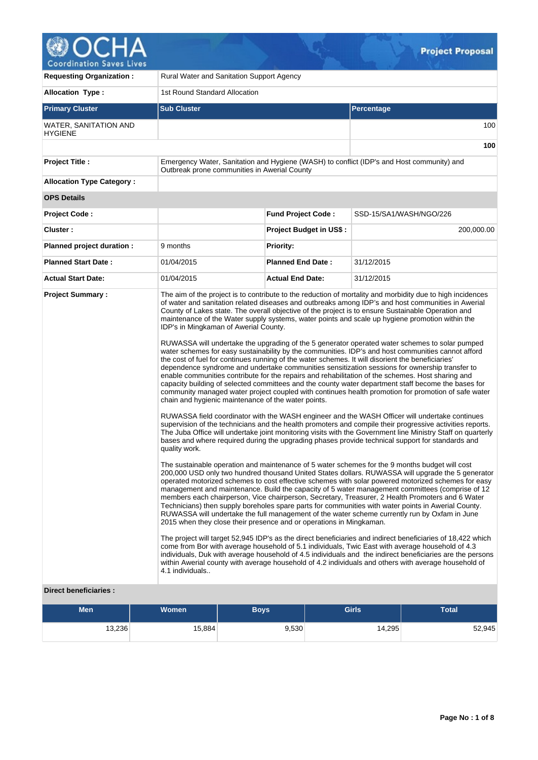# Project Proposal

| | |
|---|---|
| **Requesting Organization :** | Rural Water and Sanitation Support Agency |
| **Allocation Type :** | 1st Round Standard Allocation |

| Primary Cluster | Sub Cluster | Percentage |
|---|---|---|
| WATER, SANITATION AND HYGIENE | | 100 |
| | | **100** |

| | |
|---|---|
| **Project Title :** | Emergency Water, Sanitation and Hygiene (WASH) to conflict (IDP's and Host community) and Outbreak prone communities in Awerial County |
| **Allocation Type Category :** | |

**OPS Details**

| | | | |
|---|---|---|---|
| **Project Code :** | | **Fund Project Code :** | SSD-15/SA1/WASH/NGO/226 |
| **Cluster :** | | **Project Budget in US$ :** | 200,000.00 |
| **Planned project duration :** | 9 months | **Priority:** | |
| **Planned Start Date :** | 01/04/2015 | **Planned End Date :** | 31/12/2015 |
| **Actual Start Date:** | 01/04/2015 | **Actual End Date:** | 31/12/2015 |

**Project Summary :**

The aim of the project is to contribute to the reduction of mortality and morbidity due to high incidences of water and sanitation related diseases and outbreaks among IDP's and host communities in Awerial County of Lakes state. The overall objective of the project is to ensure Sustainable Operation and maintenance of the Water supply systems, water points and scale up hygiene promotion within the IDP's in Mingkaman of Awerial County.

RUWASSA will undertake the upgrading of the 5 generator operated water schemes to solar pumped water schemes for easy sustainability by the communities. IDP's and host communities cannot afford the cost of fuel for continues running of the water schemes. It will disorient the beneficiaries' dependence syndrome and undertake communities sensitization sessions for ownership transfer to enable communities contribute for the repairs and rehabilitation of the schemes. Host sharing and capacity building of selected committees and the county water department staff become the bases for community managed water project coupled with continues health promotion for promotion of safe water chain and hygienic maintenance of the water points.

RUWASSA field coordinator with the WASH engineer and the WASH Officer will undertake continues supervision of the technicians and the health promoters and compile their progressive activities reports. The Juba Office will undertake joint monitoring visits with the Government line Ministry Staff on quarterly bases and where required during the upgrading phases provide technical support for standards and quality work.

The sustainable operation and maintenance of 5 water schemes for the 9 months budget will cost 200,000 USD only two hundred thousand United States dollars. RUWASSA will upgrade the 5 generator operated motorized schemes to cost effective schemes with solar powered motorized schemes for easy management and maintenance. Build the capacity of 5 water management committees (comprise of 12 members each chairperson, Vice chairperson, Secretary, Treasurer, 2 Health Promoters and 6 Water Technicians) then supply boreholes spare parts for communities with water points in Awerial County. RUWASSA will undertake the full management of the water scheme currently run by Oxfam in June 2015 when they close their presence and or operations in Mingkaman.

The project will target 52,945 IDP's as the direct beneficiaries and indirect beneficiaries of 18,422 which come from Bor with average household of 5.1 individuals, Twic East with average household of 4.3 individuals, Duk with average household of 4.5 individuals and the indirect beneficiaries are the persons within Awerial county with average household of 4.2 individuals and others with average household of 4.1 individuals..

**Direct beneficiaries :**

| Men | Women | Boys | Girls | Total |
|---|---|---|---|---|
| 13,236 | 15,884 | 9,530 | 14,295 | 52,945 |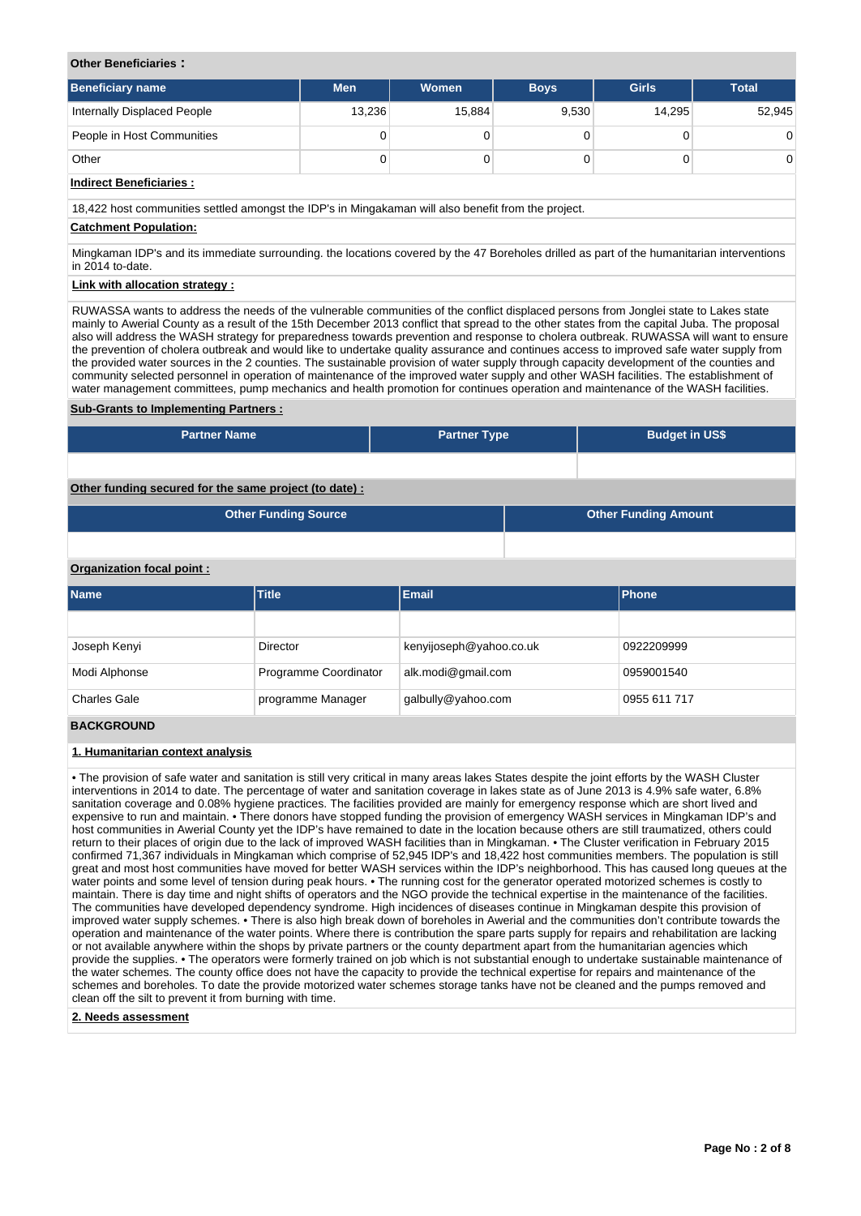**Other Beneficiaries :**

| Beneficiary name | Men | Women | Boys | Girls | Total |
|---|---|---|---|---|---|
| Internally Displaced People | 13,236 | 15,884 | 9,530 | 14,295 | 52,945 |
| People in Host Communities | 0 | 0 | 0 | 0 | 0 |
| Other | 0 | 0 | 0 | 0 | 0 |

**Indirect Beneficiaries :**

18,422 host communities settled amongst the IDP's in Mingakaman will also benefit from the project.

**Catchment Population:**

Mingkaman IDP's and its immediate surrounding. the locations covered by the 47 Boreholes drilled as part of the humanitarian interventions in 2014 to-date.

**Link with allocation strategy :**

RUWASSA wants to address the needs of the vulnerable communities of the conflict displaced persons from Jonglei state to Lakes state mainly to Awerial County as a result of the 15th December 2013 conflict that spread to the other states from the capital Juba. The proposal also will address the WASH strategy for preparedness towards prevention and response to cholera outbreak. RUWASSA will want to ensure the prevention of cholera outbreak and would like to undertake quality assurance and continues access to improved safe water supply from the provided water sources in the 2 counties. The sustainable provision of water supply through capacity development of the counties and community selected personnel in operation of maintenance of the improved water supply and other WASH facilities. The establishment of water management committees, pump mechanics and health promotion for continues operation and maintenance of the WASH facilities.

**Sub-Grants to Implementing Partners :**

| Partner Name | Partner Type | Budget in US$ |
|---|---|---|
| | | |

**Other funding secured for the same project (to date) :**

| Other Funding Source | Other Funding Amount |
|---|---|
| | |

**Organization focal point :**

| Name | Title | Email | Phone |
|---|---|---|---|
| | | | |
| Joseph Kenyi | Director | kenyijoseph@yahoo.co.uk | 0922209999 |
| Modi Alphonse | Programme Coordinator | alk.modi@gmail.com | 0959001540 |
| Charles Gale | programme Manager | galbully@yahoo.com | 0955 611 717 |

## BACKGROUND

### 1. Humanitarian context analysis

• The provision of safe water and sanitation is still very critical in many areas lakes States despite the joint efforts by the WASH Cluster interventions in 2014 to date. The percentage of water and sanitation coverage in lakes state as of June 2013 is 4.9% safe water, 6.8% sanitation coverage and 0.08% hygiene practices. The facilities provided are mainly for emergency response which are short lived and expensive to run and maintain. • There donors have stopped funding the provision of emergency WASH services in Mingkaman IDP's and host communities in Awerial County yet the IDP's have remained to date in the location because others are still traumatized, others could return to their places of origin due to the lack of improved WASH facilities than in Mingkaman. • The Cluster verification in February 2015 confirmed 71,367 individuals in Mingkaman which comprise of 52,945 IDP's and 18,422 host communities members. The population is still great and most host communities have moved for better WASH services within the IDP's neighborhood. This has caused long queues at the water points and some level of tension during peak hours. • The running cost for the generator operated motorized schemes is costly to maintain. There is day time and night shifts of operators and the NGO provide the technical expertise in the maintenance of the facilities. The communities have developed dependency syndrome. High incidences of diseases continue in Mingkaman despite this provision of improved water supply schemes. • There is also high break down of boreholes in Awerial and the communities don't contribute towards the operation and maintenance of the water points. Where there is contribution the spare parts supply for repairs and rehabilitation are lacking or not available anywhere within the shops by private partners or the county department apart from the humanitarian agencies which provide the supplies. • The operators were formerly trained on job which is not substantial enough to undertake sustainable maintenance of the water schemes. The county office does not have the capacity to provide the technical expertise for repairs and maintenance of the schemes and boreholes. To date the provide motorized water schemes storage tanks have not be cleaned and the pumps removed and clean off the silt to prevent it from burning with time.

### 2. Needs assessment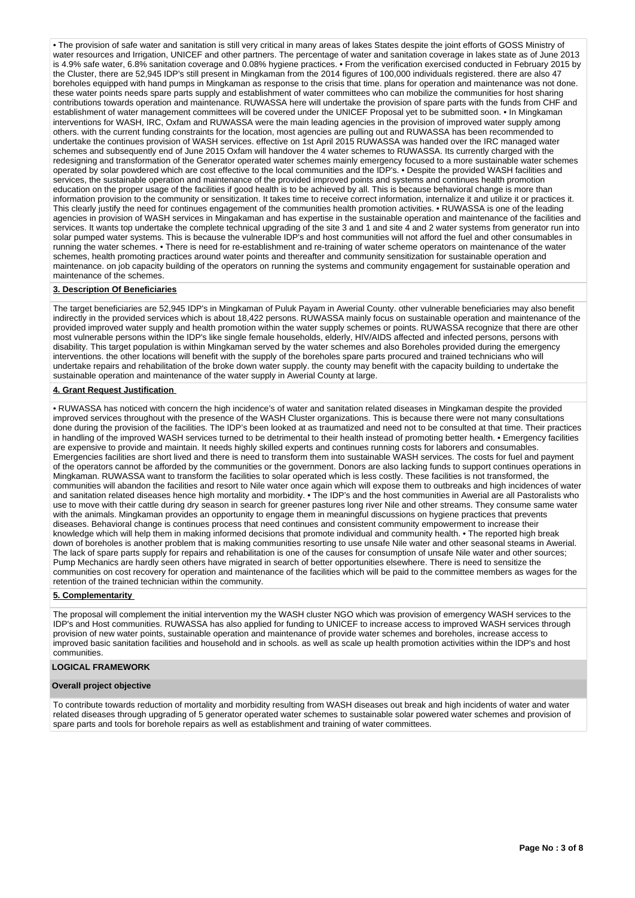• The provision of safe water and sanitation is still very critical in many areas of lakes States despite the joint efforts of GOSS Ministry of water resources and Irrigation, UNICEF and other partners. The percentage of water and sanitation coverage in lakes state as of June 2013 is 4.9% safe water, 6.8% sanitation coverage and 0.08% hygiene practices. • From the verification exercised conducted in February 2015 by the Cluster, there are 52,945 IDP's still present in Mingkaman from the 2014 figures of 100,000 individuals registered. there are also 47 boreholes equipped with hand pumps in Mingkaman as response to the crisis that time. plans for operation and maintenance was not done. these water points needs spare parts supply and establishment of water committees who can mobilize the communities for host sharing contributions towards operation and maintenance. RUWASSA here will undertake the provision of spare parts with the funds from CHF and establishment of water management committees will be covered under the UNICEF Proposal yet to be submitted soon. • In Mingkaman interventions for WASH, IRC, Oxfam and RUWASSA were the main leading agencies in the provision of improved water supply among others. with the current funding constraints for the location, most agencies are pulling out and RUWASSA has been recommended to undertake the continues provision of WASH services. effective on 1st April 2015 RUWASSA was handed over the IRC managed water schemes and subsequently end of June 2015 Oxfam will handover the 4 water schemes to RUWASSA. Its currently charged with the redesigning and transformation of the Generator operated water schemes mainly emergency focused to a more sustainable water schemes operated by solar powdered which are cost effective to the local communities and the IDP's. • Despite the provided WASH facilities and services, the sustainable operation and maintenance of the provided improved points and systems and continues health promotion education on the proper usage of the facilities if good health is to be achieved by all. This is because behavioral change is more than information provision to the community or sensitization. It takes time to receive correct information, internalize it and utilize it or practices it. This clearly justify the need for continues engagement of the communities health promotion activities. • RUWASSA is one of the leading agencies in provision of WASH services in Mingakaman and has expertise in the sustainable operation and maintenance of the facilities and services. It wants top undertake the complete technical upgrading of the site 3 and 1 and site 4 and 2 water systems from generator run into solar pumped water systems. This is because the vulnerable IDP's and host communities will not afford the fuel and other consumables in running the water schemes. • There is need for re-establishment and re-training of water scheme operators on maintenance of the water schemes, health promoting practices around water points and thereafter and community sensitization for sustainable operation and maintenance. on job capacity building of the operators on running the systems and community engagement for sustainable operation and maintenance of the schemes.

## 3. Description Of Beneficiaries

The target beneficiaries are 52,945 IDP's in Mingkaman of Puluk Payam in Awerial County. other vulnerable beneficiaries may also benefit indirectly in the provided services which is about 18,422 persons. RUWASSA mainly focus on sustainable operation and maintenance of the provided improved water supply and health promotion within the water supply schemes or points. RUWASSA recognize that there are other most vulnerable persons within the IDP's like single female households, elderly, HIV/AIDS affected and infected persons, persons with disability. This target population is within Mingkaman served by the water schemes and also Boreholes provided during the emergency interventions. the other locations will benefit with the supply of the boreholes spare parts procured and trained technicians who will undertake repairs and rehabilitation of the broke down water supply. the county may benefit with the capacity building to undertake the sustainable operation and maintenance of the water supply in Awerial County at large.

## 4. Grant Request Justification

• RUWASSA has noticed with concern the high incidence's of water and sanitation related diseases in Mingkaman despite the provided improved services throughout with the presence of the WASH Cluster organizations. This is because there were not many consultations done during the provision of the facilities. The IDP's been looked at as traumatized and need not to be consulted at that time. Their practices in handling of the improved WASH services turned to be detrimental to their health instead of promoting better health. • Emergency facilities are expensive to provide and maintain. It needs highly skilled experts and continues running costs for laborers and consumables. Emergencies facilities are short lived and there is need to transform them into sustainable WASH services. The costs for fuel and payment of the operators cannot be afforded by the communities or the government. Donors are also lacking funds to support continues operations in Mingkaman. RUWASSA want to transform the facilities to solar operated which is less costly. These facilities is not transformed, the communities will abandon the facilities and resort to Nile water once again which will expose them to outbreaks and high incidences of water and sanitation related diseases hence high mortality and morbidity. • The IDP's and the host communities in Awerial are all Pastoralists who use to move with their cattle during dry season in search for greener pastures long river Nile and other streams. They consume same water with the animals. Mingkaman provides an opportunity to engage them in meaningful discussions on hygiene practices that prevents diseases. Behavioral change is continues process that need continues and consistent community empowerment to increase their knowledge which will help them in making informed decisions that promote individual and community health. • The reported high break down of boreholes is another problem that is making communities resorting to use unsafe Nile water and other seasonal steams in Awerial. The lack of spare parts supply for repairs and rehabilitation is one of the causes for consumption of unsafe Nile water and other sources; Pump Mechanics are hardly seen others have migrated in search of better opportunities elsewhere. There is need to sensitize the communities on cost recovery for operation and maintenance of the facilities which will be paid to the committee members as wages for the retention of the trained technician within the community.

## 5. Complementarity

The proposal will complement the initial intervention my the WASH cluster NGO which was provision of emergency WASH services to the IDP's and Host communities. RUWASSA has also applied for funding to UNICEF to increase access to improved WASH services through provision of new water points, sustainable operation and maintenance of provide water schemes and boreholes, increase access to improved basic sanitation facilities and household and in schools. as well as scale up health promotion activities within the IDP's and host communities.

## LOGICAL FRAMEWORK

### Overall project objective

To contribute towards reduction of mortality and morbidity resulting from WASH diseases out break and high incidents of water and water related diseases through upgrading of 5 generator operated water schemes to sustainable solar powered water schemes and provision of spare parts and tools for borehole repairs as well as establishment and training of water committees.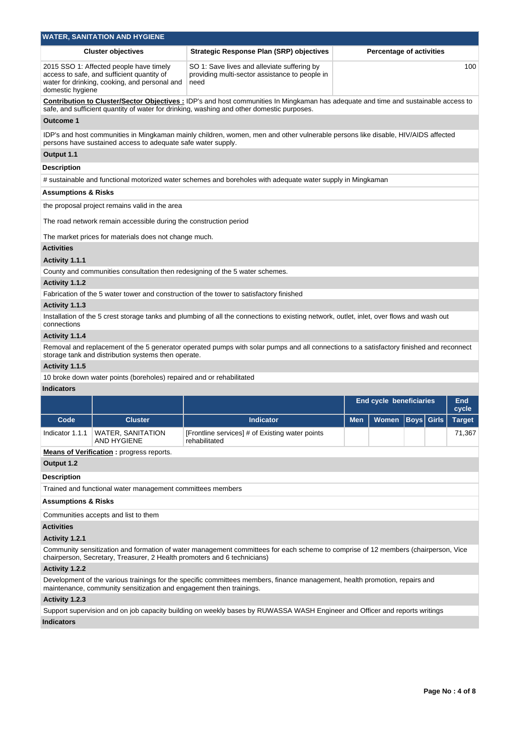## WATER, SANITATION AND HYGIENE

| Cluster objectives | Strategic Response Plan (SRP) objectives | Percentage of activities |
|---|---|---|
| 2015 SSO 1: Affected people have timely access to safe, and sufficient quantity of water for drinking, cooking, and personal and domestic hygiene | SO 1: Save lives and alleviate suffering by providing multi-sector assistance to people in need | 100 |

**Contribution to Cluster/Sector Objectives :** IDP's and host communities In Mingkaman has adequate and time and sustainable access to safe, and sufficient quantity of water for drinking, washing and other domestic purposes.

### Outcome 1

IDP's and host communities in Mingkaman mainly children, women, men and other vulnerable persons like disable, HIV/AIDS affected persons have sustained access to adequate safe water supply.

### Output 1.1

**Description**

# sustainable and functional motorized water schemes and boreholes with adequate water supply in Mingkaman

**Assumptions & Risks**

the proposal project remains valid in the area

The road network remain accessible during the construction period

The market prices for materials does not change much.

**Activities**

**Activity 1.1.1**

County and communities consultation then redesigning of the 5 water schemes.

**Activity 1.1.2**

Fabrication of the 5 water tower and construction of the tower to satisfactory finished

**Activity 1.1.3**

Installation of the 5 crest storage tanks and plumbing of all the connections to existing network, outlet, inlet, over flows and wash out connections

**Activity 1.1.4**

Removal and replacement of the 5 generator operated pumps with solar pumps and all connections to a satisfactory finished and reconnect storage tank and distribution systems then operate.

**Activity 1.1.5**

10 broke down water points (boreholes) repaired and or rehabilitated

**Indicators**

| | | | End cycle beneficiaries | | | | End cycle |
|---|---|---|---|---|---|---|---|
| Code | Cluster | Indicator | Men | Women | Boys | Girls | Target |
| Indicator 1.1.1 | WATER, SANITATION AND HYGIENE | [Frontline services] # of Existing water points rehabilitated | | | | | 71,367 |

**Means of Verification :** progress reports.

### Output 1.2

**Description**

Trained and functional water management committees members

**Assumptions & Risks**

Communities accepts and list to them

**Activities**

**Activity 1.2.1**

Community sensitization and formation of water management committees for each scheme to comprise of 12 members (chairperson, Vice chairperson, Secretary, Treasurer, 2 Health promoters and 6 technicians)

**Activity 1.2.2**

Development of the various trainings for the specific committees members, finance management, health promotion, repairs and maintenance, community sensitization and engagement then trainings.

**Activity 1.2.3**

Support supervision and on job capacity building on weekly bases by RUWASSA WASH Engineer and Officer and reports writings

**Indicators**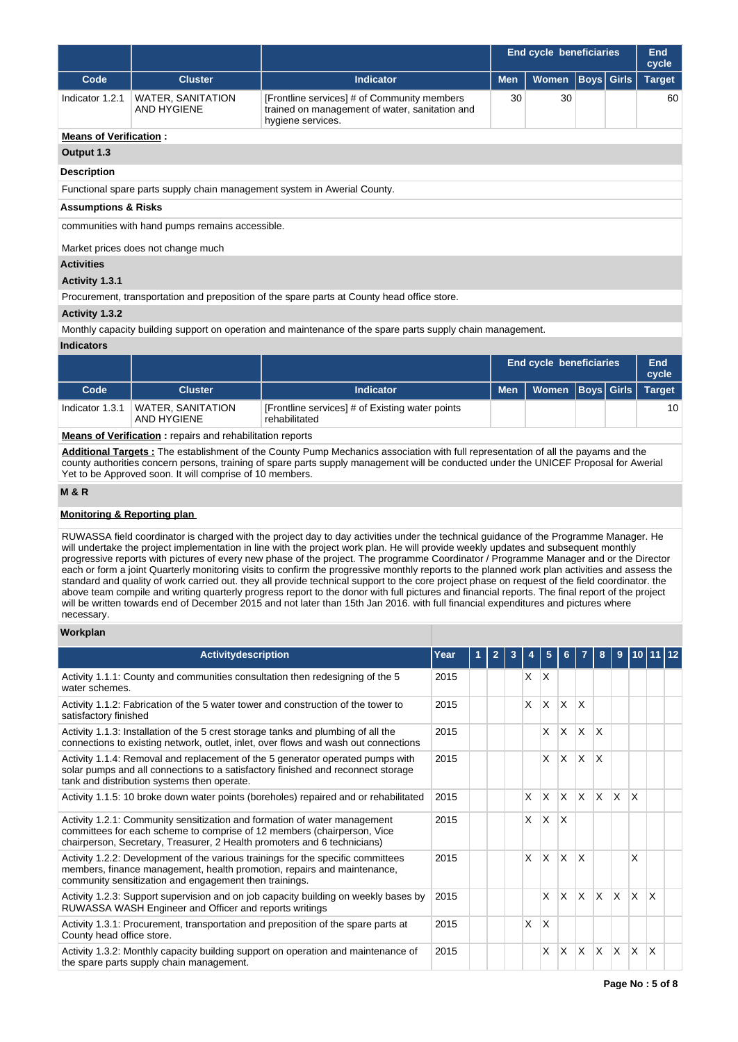| | | | End cycle beneficiaries | | | | End cycle |
|---|---|---|---|---|---|---|---|
| **Code** | **Cluster** | **Indicator** | **Men** | **Women** | **Boys** | **Girls** | **Target** |
| Indicator 1.2.1 | WATER, SANITATION AND HYGIENE | [Frontline services] # of Community members trained on management of water, sanitation and hygiene services. | 30 | 30 | | | 60 |

**Means of Verification :**

**Output 1.3**

**Description**

Functional spare parts supply chain management system in Awerial County.

**Assumptions & Risks**

communities with hand pumps remains accessible.

Market prices does not change much

**Activities**

**Activity 1.3.1**

Procurement, transportation and preposition of the spare parts at County head office store.

**Activity 1.3.2**

Monthly capacity building support on operation and maintenance of the spare parts supply chain management.

**Indicators**

| | | | End cycle beneficiaries | | | | End cycle |
|---|---|---|---|---|---|---|---|
| **Code** | **Cluster** | **Indicator** | **Men** | **Women** | **Boys** | **Girls** | **Target** |
| Indicator 1.3.1 | WATER, SANITATION AND HYGIENE | [Frontline services] # of Existing water points rehabilitated | | | | | 10 |

**Means of Verification :** repairs and rehabilitation reports

**Additional Targets :** The establishment of the County Pump Mechanics association with full representation of all the payams and the county authorities concern persons, training of spare parts supply management will be conducted under the UNICEF Proposal for Awerial Yet to be Approved soon. It will comprise of 10 members.

**M & R**

**Monitoring & Reporting plan**

RUWASSA field coordinator is charged with the project day to day activities under the technical guidance of the Programme Manager. He will undertake the project implementation in line with the project work plan. He will provide weekly updates and subsequent monthly progressive reports with pictures of every new phase of the project. The programme Coordinator / Programme Manager and or the Director each or form a joint Quarterly monitoring visits to confirm the progressive monthly reports to the planned work plan activities and assess the standard and quality of work carried out. they all provide technical support to the core project phase on request of the field coordinator. the above team compile and writing quarterly progress report to the donor with full pictures and financial reports. The final report of the project will be written towards end of December 2015 and not later than 15th Jan 2016. with full financial expenditures and pictures where necessary.

**Workplan**

| Activitydescription | Year | 1 | 2 | 3 | 4 | 5 | 6 | 7 | 8 | 9 | 10 | 11 | 12 |
|---|---|---|---|---|---|---|---|---|---|---|---|---|---|
| Activity 1.1.1: County and communities consultation then redesigning of the 5 water schemes. | 2015 | | | | X | X | | | | | | | |
| Activity 1.1.2: Fabrication of the 5 water tower and construction of the tower to satisfactory finished | 2015 | | | | X | X | X | X | | | | | |
| Activity 1.1.3: Installation of the 5 crest storage tanks and plumbing of all the connections to existing network, outlet, inlet, over flows and wash out connections | 2015 | | | | | X | X | X | X | | | | |
| Activity 1.1.4: Removal and replacement of the 5 generator operated pumps with solar pumps and all connections to a satisfactory finished and reconnect storage tank and distribution systems then operate. | 2015 | | | | | X | X | X | X | | | | |
| Activity 1.1.5: 10 broke down water points (boreholes) repaired and or rehabilitated | 2015 | | | | X | X | X | X | X | X | X | | |
| Activity 1.2.1: Community sensitization and formation of water management committees for each scheme to comprise of 12 members (chairperson, Vice chairperson, Secretary, Treasurer, 2 Health promoters and 6 technicians) | 2015 | | | | X | X | X | | | | | | |
| Activity 1.2.2: Development of the various trainings for the specific committees members, finance management, health promotion, repairs and maintenance, community sensitization and engagement then trainings. | 2015 | | | | X | X | X | X | | | X | | |
| Activity 1.2.3: Support supervision and on job capacity building on weekly bases by RUWASSA WASH Engineer and Officer and reports writings | 2015 | | | | | X | X | X | X | X | X | X | |
| Activity 1.3.1: Procurement, transportation and preposition of the spare parts at County head office store. | 2015 | | | | X | X | | | | | | | |
| Activity 1.3.2: Monthly capacity building support on operation and maintenance of the spare parts supply chain management. | 2015 | | | | | X | X | X | X | X | X | X | |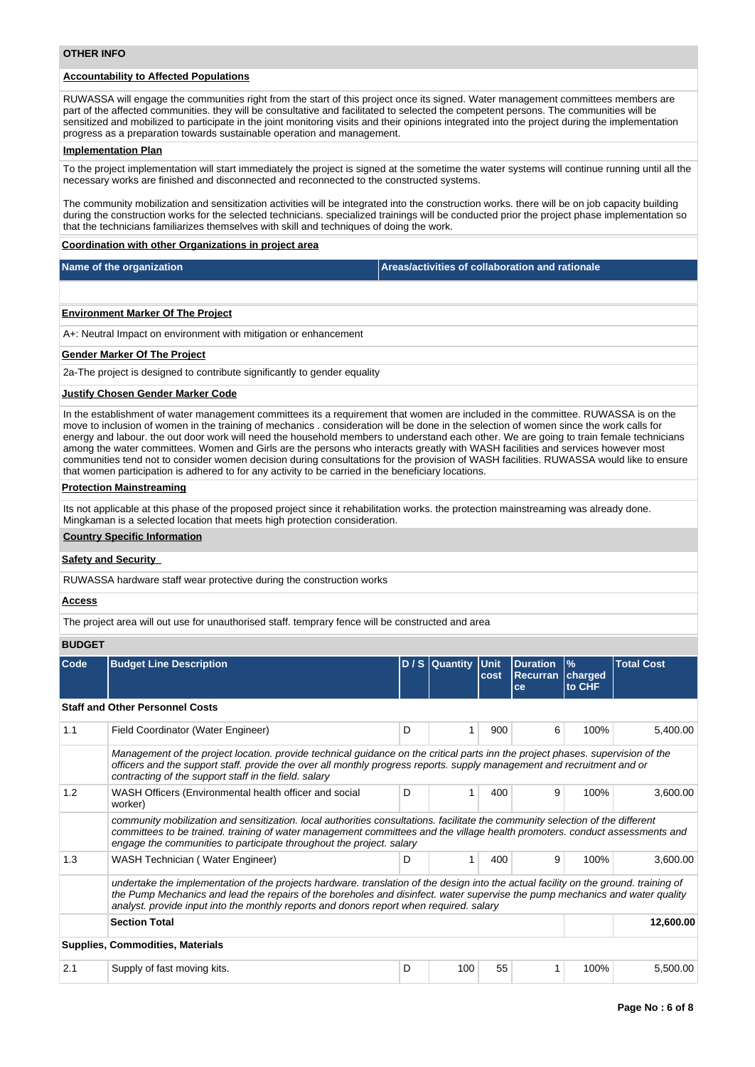## OTHER INFO

### Accountability to Affected Populations

RUWASSA will engage the communities right from the start of this project once its signed. Water management committees members are part of the affected communities. they will be consultative and facilitated to selected the competent persons. The communities will be sensitized and mobilized to participate in the joint monitoring visits and their opinions integrated into the project during the implementation progress as a preparation towards sustainable operation and management.

### Implementation Plan

To the project implementation will start immediately the project is signed at the sometime the water systems will continue running until all the necessary works are finished and disconnected and reconnected to the constructed systems.

The community mobilization and sensitization activities will be integrated into the construction works. there will be on job capacity building during the construction works for the selected technicians. specialized trainings will be conducted prior the project phase implementation so that the technicians familiarizes themselves with skill and techniques of doing the work.

### Coordination with other Organizations in project area

| Name of the organization | Areas/activities of collaboration and rationale |
|---|---|
| | |

### Environment Marker Of The Project

A+: Neutral Impact on environment with mitigation or enhancement

### Gender Marker Of The Project

2a-The project is designed to contribute significantly to gender equality

### Justify Chosen Gender Marker Code

In the establishment of water management committees its a requirement that women are included in the committee. RUWASSA is on the move to inclusion of women in the training of mechanics . consideration will be done in the selection of women since the work calls for energy and labour. the out door work will need the household members to understand each other. We are going to train female technicians among the water committees. Women and Girls are the persons who interacts greatly with WASH facilities and services however most communities tend not to consider women decision during consultations for the provision of WASH facilities. RUWASSA would like to ensure that women participation is adhered to for any activity to be carried in the beneficiary locations.

### Protection Mainstreaming

Its not applicable at this phase of the proposed project since it rehabilitation works. the protection mainstreaming was already done. Mingkaman is a selected location that meets high protection consideration.

### Country Specific Information

### Safety and Security

RUWASSA hardware staff wear protective during the construction works

### Access

The project area will out use for unauthorised staff. temprary fence will be constructed and area

## BUDGET

| Code | Budget Line Description | D / S | Quantity | Unit cost | Duration Recurrance | % charged to CHF | Total Cost |
|---|---|---|---|---|---|---|---|
| **Staff and Other Personnel Costs** | | | | | | | |
| 1.1 | Field Coordinator (Water Engineer) | D | 1 | 900 | 6 | 100% | 5,400.00 |
| | *Management of the project location. provide technical guidance on the critical parts inn the project phases. supervision of the officers and the support staff. provide the over all monthly progress reports. supply management and recruitment and or contracting of the support staff in the field. salary* | | | | | | |
| 1.2 | WASH Officers (Environmental health officer and social worker) | D | 1 | 400 | 9 | 100% | 3,600.00 |
| | *community mobilization and sensitization. local authorities consultations. facilitate the community selection of the different committees to be trained. training of water management committees and the village health promoters. conduct assessments and engage the communities to participate throughout the project. salary* | | | | | | |
| 1.3 | WASH Technician ( Water Engineer) | D | 1 | 400 | 9 | 100% | 3,600.00 |
| | *undertake the implementation of the projects hardware. translation of the design into the actual facility on the ground. training of the Pump Mechanics and lead the repairs of the boreholes and disinfect. water supervise the pump mechanics and water quality analyst. provide input into the monthly reports and donors report when required. salary* | | | | | | |
| | **Section Total** | | | | | | **12,600.00** |
| **Supplies, Commodities, Materials** | | | | | | | |
| 2.1 | Supply of fast moving kits. | D | 100 | 55 | 1 | 100% | 5,500.00 |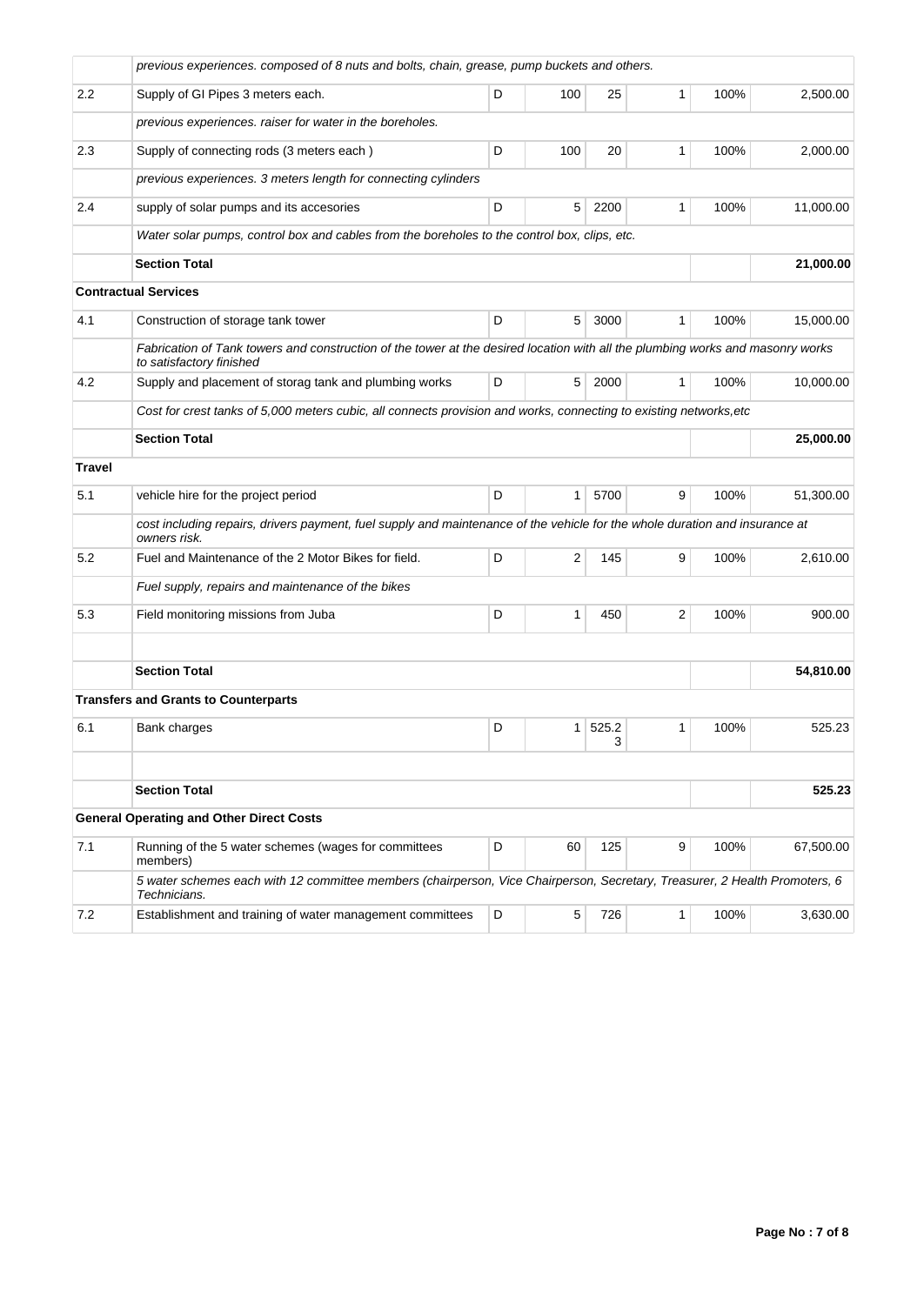| | | | | | | | |
|---|---|---|---|---|---|---|---|
| | *previous experiences. composed of 8 nuts and bolts, chain, grease, pump buckets and others.* | | | | | | |
| 2.2 | Supply of GI Pipes 3 meters each. | D | 100 | 25 | 1 | 100% | 2,500.00 |
| | *previous experiences. raiser for water in the boreholes.* | | | | | | |
| 2.3 | Supply of connecting rods (3 meters each ) | D | 100 | 20 | 1 | 100% | 2,000.00 |
| | *previous experiences. 3 meters length for connecting cylinders* | | | | | | |
| 2.4 | supply of solar pumps and its accesories | D | 5 | 2200 | 1 | 100% | 11,000.00 |
| | *Water solar pumps, control box and cables from the boreholes to the control box, clips, etc.* | | | | | | |
| | **Section Total** | | | | | | **21,000.00** |
| **Contractual Services** | | | | | | | |
| 4.1 | Construction of storage tank tower | D | 5 | 3000 | 1 | 100% | 15,000.00 |
| | *Fabrication of Tank towers and construction of the tower at the desired location with all the plumbing works and masonry works to satisfactory finished* | | | | | | |
| 4.2 | Supply and placement of storag tank and plumbing works | D | 5 | 2000 | 1 | 100% | 10,000.00 |
| | *Cost for crest tanks of 5,000 meters cubic, all connects provision and works, connecting to existing networks,etc* | | | | | | |
| | **Section Total** | | | | | | **25,000.00** |
| **Travel** | | | | | | | |
| 5.1 | vehicle hire for the project period | D | 1 | 5700 | 9 | 100% | 51,300.00 |
| | *cost including repairs, drivers payment, fuel supply and maintenance of the vehicle for the whole duration and insurance at owners risk.* | | | | | | |
| 5.2 | Fuel and Maintenance of the 2 Motor Bikes for field. | D | 2 | 145 | 9 | 100% | 2,610.00 |
| | *Fuel supply, repairs and maintenance of the bikes* | | | | | | |
| 5.3 | Field monitoring missions from Juba | D | 1 | 450 | 2 | 100% | 900.00 |
| | | | | | | | |
| | **Section Total** | | | | | | **54,810.00** |
| **Transfers and Grants to Counterparts** | | | | | | | |
| 6.1 | Bank charges | D | 1 | 525.23 | 1 | 100% | 525.23 |
| | | | | | | | |
| | **Section Total** | | | | | | **525.23** |
| **General Operating and Other Direct Costs** | | | | | | | |
| 7.1 | Running of the 5 water schemes (wages for committees members) | D | 60 | 125 | 9 | 100% | 67,500.00 |
| | *5 water schemes each with 12 committee members (chairperson, Vice Chairperson, Secretary, Treasurer, 2 Health Promoters, 6 Technicians.* | | | | | | |
| 7.2 | Establishment and training of water management committees | D | 5 | 726 | 1 | 100% | 3,630.00 |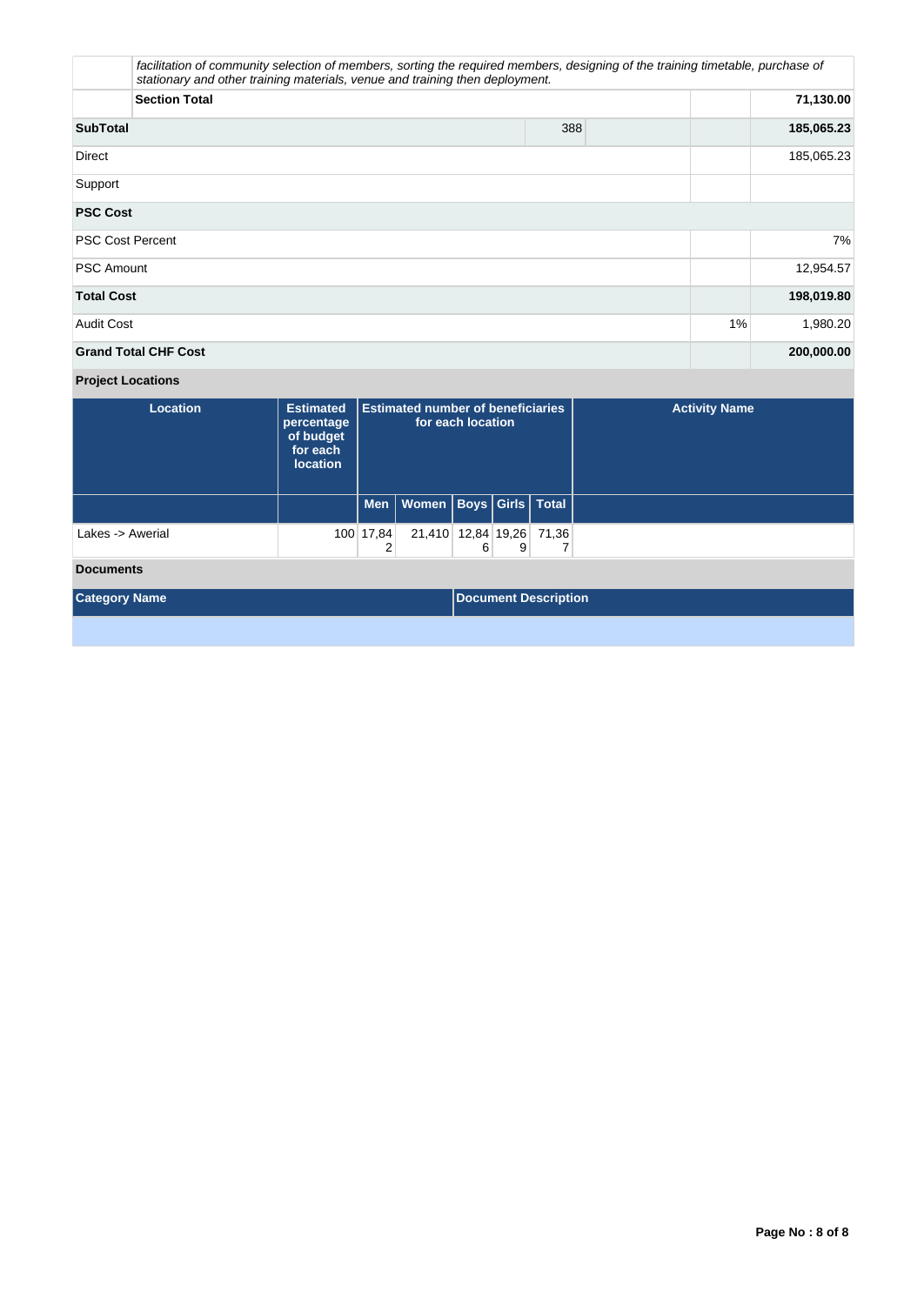| | | | | |
|---|---|---|---|---|
| | *facilitation of community selection of members, sorting the required members, designing of the training timetable, purchase of stationary and other training materials, venue and training then deployment.* | | | |
| | **Section Total** | | | **71,130.00** |
| **SubTotal** | | 388 | | **185,065.23** |
| Direct | | | | 185,065.23 |
| Support | | | | |
| **PSC Cost** | | | | |
| PSC Cost Percent | | | | 7% |
| PSC Amount | | | | 12,954.57 |
| **Total Cost** | | | | **198,019.80** |
| Audit Cost | | | 1% | 1,980.20 |
| **Grand Total CHF Cost** | | | | **200,000.00** |

**Project Locations**

| Location | Estimated percentage of budget for each location | Estimated number of beneficiaries for each location | | | | | Activity Name |
|---|---|---|---|---|---|---|---|
| | | Men | Women | Boys | Girls | Total | |
| Lakes -> Awerial | 100 | 17,842 | 21,410 | 12,846 | 19,269 | 71,367 | |

**Documents**

| Category Name | Document Description |
|---|---|
| | |